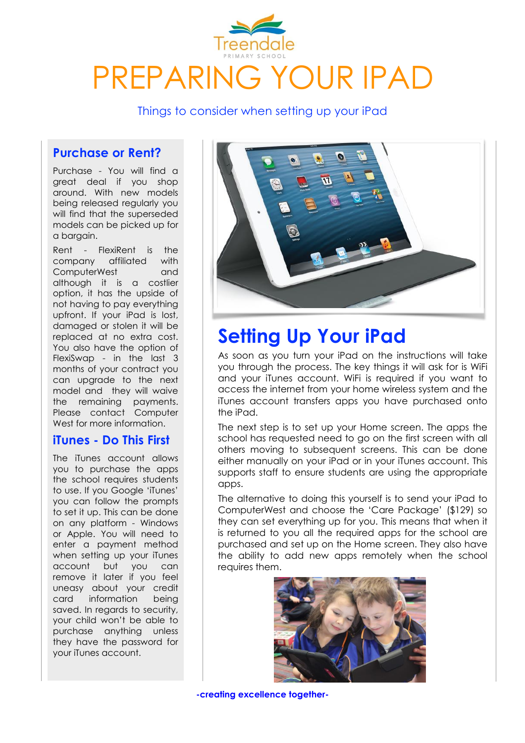Treendale
PRIMARY SCHOOL

# PREPARING YOUR IPAD

Things to consider when setting up your iPad

## Purchase or Rent?

Purchase - You will find a great deal if you shop around. With new models being released regularly you will find that the superseded models can be picked up for a bargain.

Rent - FlexiRent is the company affiliated with ComputerWest and although it is a costlier option, it has the upside of not having to pay everything upfront. If your iPad is lost, damaged or stolen it will be replaced at no extra cost. You also have the option of FlexiSwap - in the last 3 months of your contract you can upgrade to the next model and they will waive the remaining payments. Please contact Computer West for more information.

## iTunes - Do This First

The iTunes account allows you to purchase the apps the school requires students to use. If you Google 'iTunes' you can follow the prompts to set it up. This can be done on any platform - Windows or Apple. You will need to enter a payment method when setting up your iTunes account but you can remove it later if you feel uneasy about your credit card information being saved. In regards to security, your child won't be able to purchase anything unless they have the password for your iTunes account.

## Setting Up Your iPad

As soon as you turn your iPad on the instructions will take you through the process. The key things it will ask for is WiFi and your iTunes account. WiFi is required if you want to access the internet from your home wireless system and the iTunes account transfers apps you have purchased onto the iPad.

The next step is to set up your Home screen. The apps the school has requested need to go on the first screen with all others moving to subsequent screens. This can be done either manually on your iPad or in your iTunes account. This supports staff to ensure students are using the appropriate apps.

The alternative to doing this yourself is to send your iPad to ComputerWest and choose the 'Care Package' ($129) so they can set everything up for you. This means that when it is returned to you all the required apps for the school are purchased and set up on the Home screen. They also have the ability to add new apps remotely when the school requires them.

**-creating excellence together-**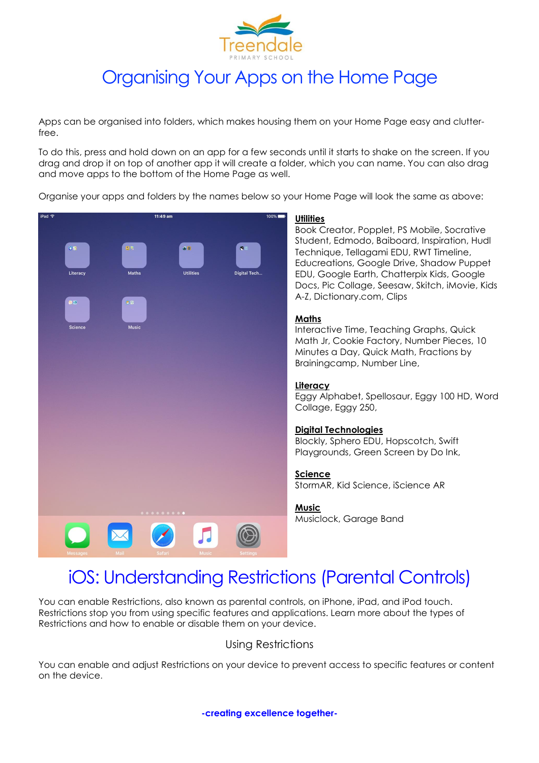Treendale PRIMARY SCHOOL

# Organising Your Apps on the Home Page

Apps can be organised into folders, which makes housing them on your Home Page easy and clutter-free.

To do this, press and hold down on an app for a few seconds until it starts to shake on the screen. If you drag and drop it on top of another app it will create a folder, which you can name. You can also drag and move apps to the bottom of the Home Page as well.

Organise your apps and folders by the names below so your Home Page will look the same as above:

**Utilities**
Book Creator, Popplet, PS Mobile, Socrative Student, Edmodo, Baiboard, Inspiration, Hudl Technique, Tellagami EDU, RWT Timeline, Educreations, Google Drive, Shadow Puppet EDU, Google Earth, Chatterpix Kids, Google Docs, Pic Collage, Seesaw, Skitch, iMovie, Kids A-Z, Dictionary.com, Clips

**Maths**
Interactive Time, Teaching Graphs, Quick Math Jr, Cookie Factory, Number Pieces, 10 Minutes a Day, Quick Math, Fractions by Brainingcamp, Number Line,

**Literacy**
Eggy Alphabet, Spellosaur, Eggy 100 HD, Word Collage, Eggy 250,

**Digital Technologies**
Blockly, Sphero EDU, Hopscotch, Swift Playgrounds, Green Screen by Do Ink,

**Science**
StormAR, Kid Science, iScience AR

**Music**
Musiclock, Garage Band

# iOS: Understanding Restrictions (Parental Controls)

You can enable Restrictions, also known as parental controls, on iPhone, iPad, and iPod touch. Restrictions stop you from using specific features and applications. Learn more about the types of Restrictions and how to enable or disable them on your device.

## Using Restrictions

You can enable and adjust Restrictions on your device to prevent access to specific features or content on the device.

**-creating excellence together-**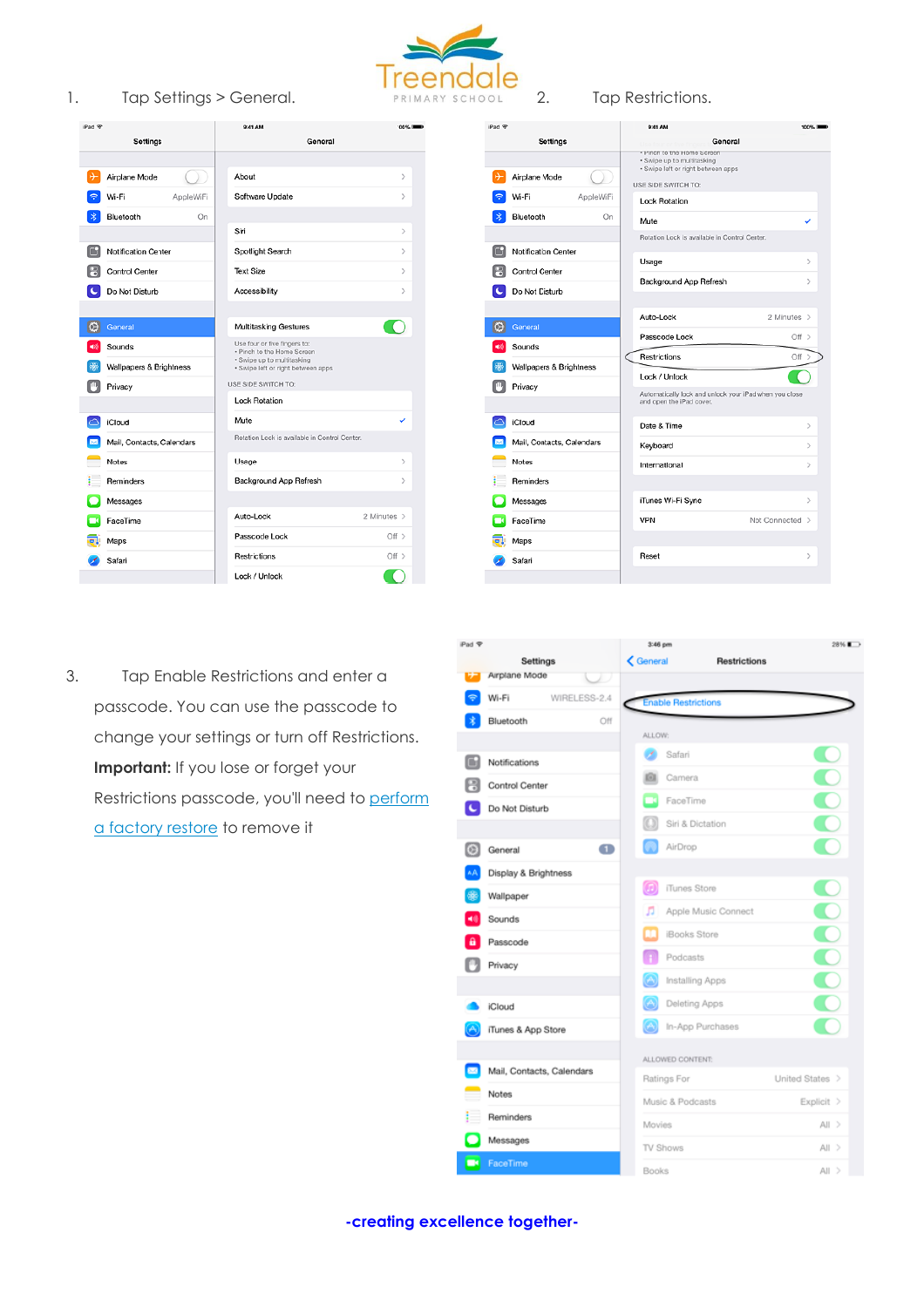1. Tap Settings > General.

2. Tap Restrictions.

3. Tap Enable Restrictions and enter a passcode. You can use the passcode to change your settings or turn off Restrictions. **Important:** If you lose or forget your Restrictions passcode, you'll need to [perform a factory restore]() to remove it

**-creating excellence together-**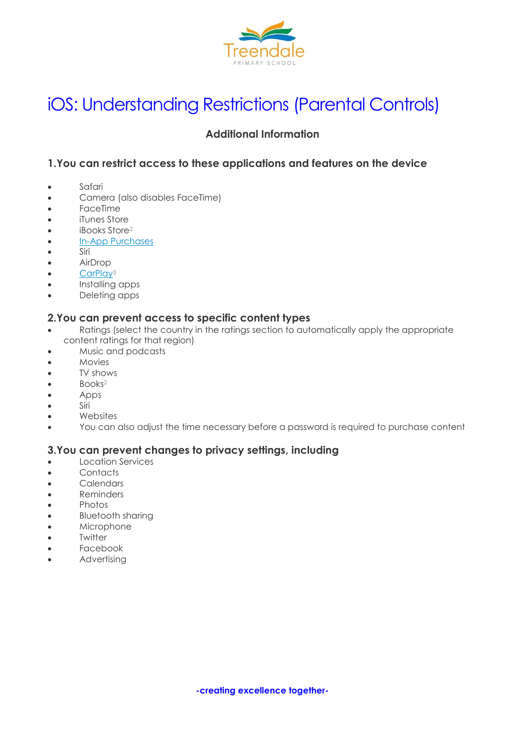# iOS: Understanding Restrictions (Parental Controls)

**Additional Information**

## 1.You can restrict access to these applications and features on the device

- Safari
- Camera (also disables FaceTime)
- FaceTime
- iTunes Store
- iBooks Store[2]
- In-App Purchases
- Siri
- AirDrop
- CarPlay[3]
- Installing apps
- Deleting apps

## 2.You can prevent access to specific content types

- Ratings (select the country in the ratings section to automatically apply the appropriate content ratings for that region)
- Music and podcasts
- Movies
- TV shows
- Books[2]
- Apps
- Siri
- Websites
- You can also adjust the time necessary before a password is required to purchase content

## 3.You can prevent changes to privacy settings, including

- Location Services
- Contacts
- Calendars
- Reminders
- Photos
- Bluetooth sharing
- Microphone
- Twitter
- Facebook
- Advertising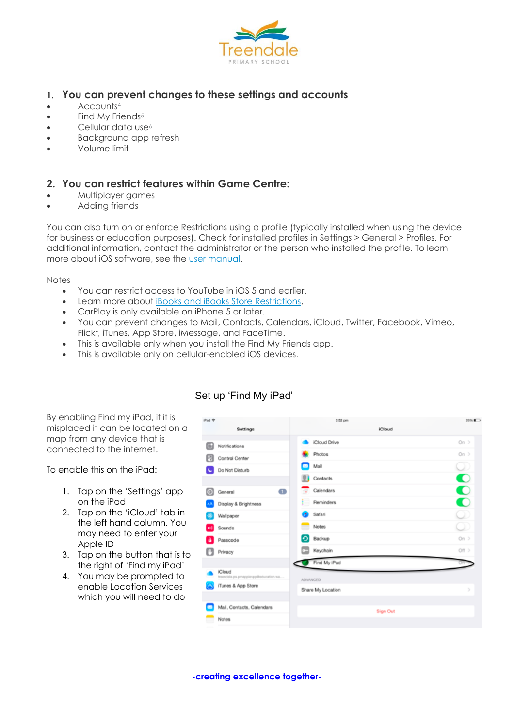## 1. You can prevent changes to these settings and accounts

- Accounts[4]
- Find My Friends[5]
- Cellular data use[6]
- Background app refresh
- Volume limit

## 2. You can restrict features within Game Centre:

- Multiplayer games
- Adding friends

You can also turn on or enforce Restrictions using a profile (typically installed when using the device for business or education purposes). Check for installed profiles in Settings > General > Profiles. For additional information, contact the administrator or the person who installed the profile. To learn more about iOS software, see the user manual.

Notes

- You can restrict access to YouTube in iOS 5 and earlier.
- Learn more about iBooks and iBooks Store Restrictions.
- CarPlay is only available on iPhone 5 or later.
- You can prevent changes to Mail, Contacts, Calendars, iCloud, Twitter, Facebook, Vimeo, Flickr, iTunes, App Store, iMessage, and FaceTime.
- This is available only when you install the Find My Friends app.
- This is available only on cellular-enabled iOS devices.

## Set up 'Find My iPad'

By enabling Find my iPad, if it is misplaced it can be located on a map from any device that is connected to the internet.

To enable this on the iPad:

1. Tap on the 'Settings' app on the iPad
2. Tap on the 'iCloud' tab in the left hand column. You may need to enter your Apple ID
3. Tap on the button that is to the right of 'Find my iPad'
4. You may be prompted to enable Location Services which you will need to do

-creating excellence together-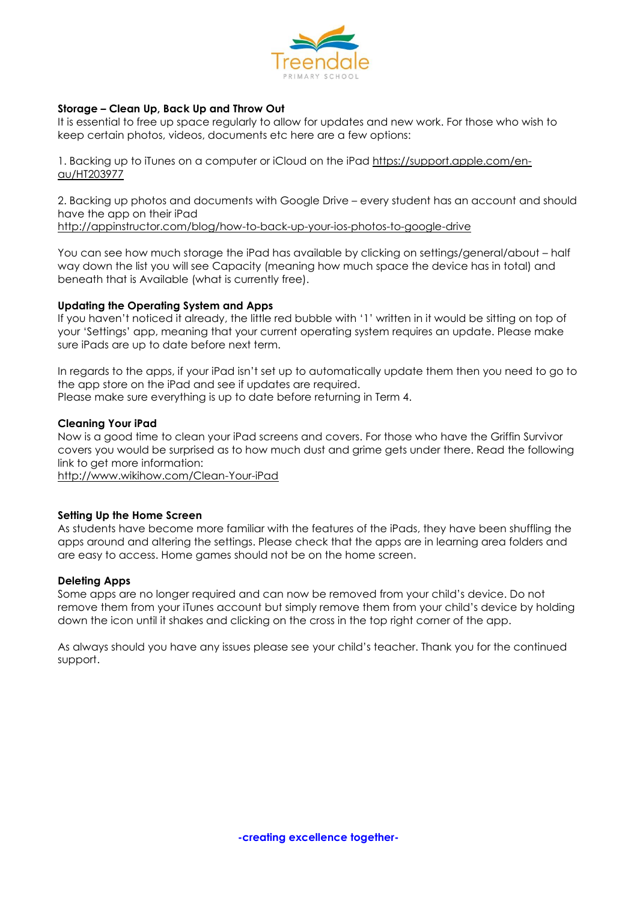**Storage – Clean Up, Back Up and Throw Out**

It is essential to free up space regularly to allow for updates and new work. For those who wish to keep certain photos, videos, documents etc here are a few options:

1. Backing up to iTunes on a computer or iCloud on the iPad https://support.apple.com/en-au/HT203977

2. Backing up photos and documents with Google Drive – every student has an account and should have the app on their iPad http://appinstructor.com/blog/how-to-back-up-your-ios-photos-to-google-drive

You can see how much storage the iPad has available by clicking on settings/general/about – half way down the list you will see Capacity (meaning how much space the device has in total) and beneath that is Available (what is currently free).

**Updating the Operating System and Apps**

If you haven't noticed it already, the little red bubble with '1' written in it would be sitting on top of your 'Settings' app, meaning that your current operating system requires an update. Please make sure iPads are up to date before next term.

In regards to the apps, if your iPad isn't set up to automatically update them then you need to go to the app store on the iPad and see if updates are required.
Please make sure everything is up to date before returning in Term 4.

**Cleaning Your iPad**

Now is a good time to clean your iPad screens and covers. For those who have the Griffin Survivor covers you would be surprised as to how much dust and grime gets under there. Read the following link to get more information:
http://www.wikihow.com/Clean-Your-iPad

**Setting Up the Home Screen**

As students have become more familiar with the features of the iPads, they have been shuffling the apps around and altering the settings. Please check that the apps are in learning area folders and are easy to access. Home games should not be on the home screen.

**Deleting Apps**

Some apps are no longer required and can now be removed from your child's device. Do not remove them from your iTunes account but simply remove them from your child's device by holding down the icon until it shakes and clicking on the cross in the top right corner of the app.

As always should you have any issues please see your child's teacher. Thank you for the continued support.